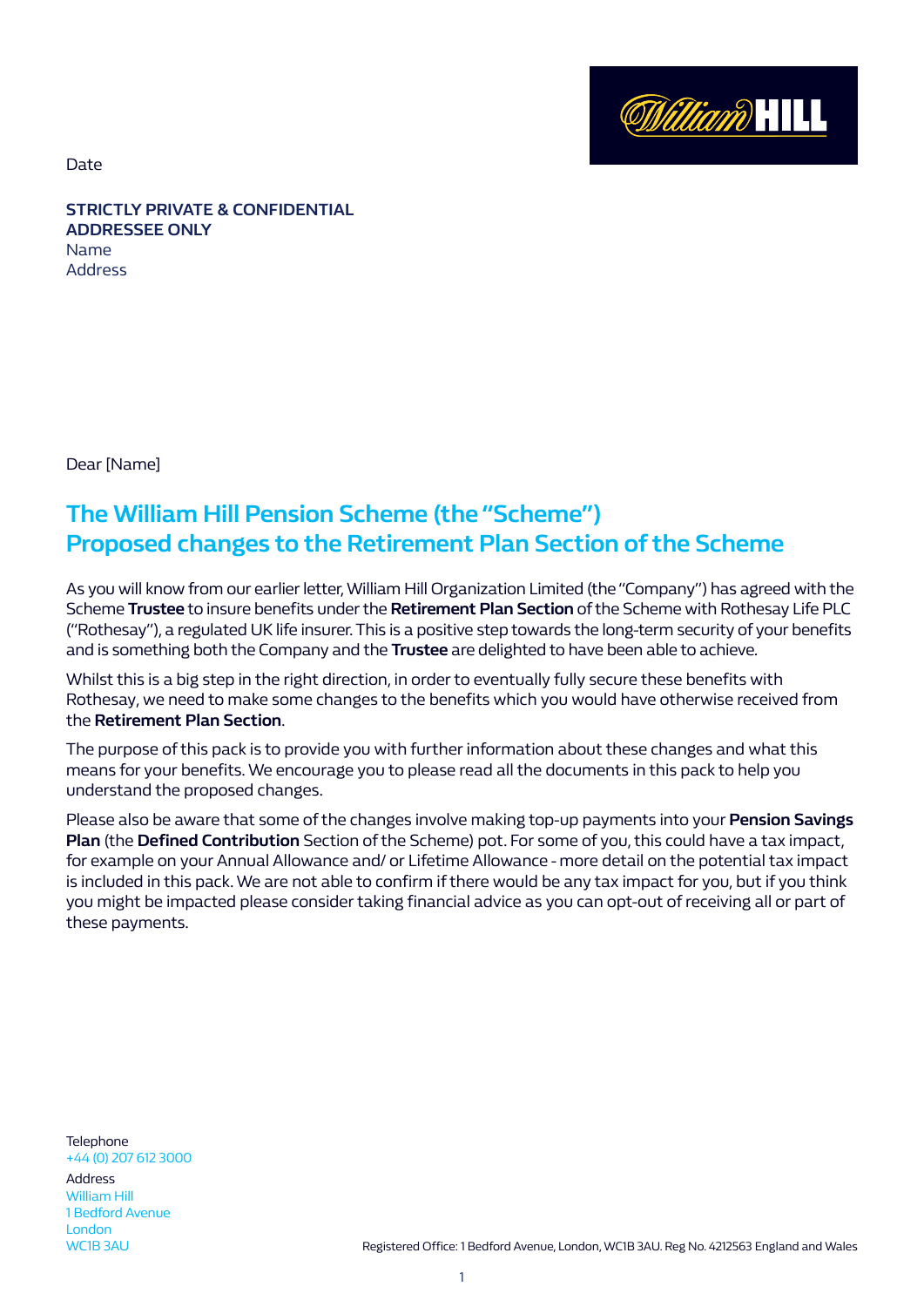Date

**STRICTLY PRIVATE & CONFIDENTIAL**
**ADDRESSEE ONLY**
Name
Address

Dear [Name]

## The William Hill Pension Scheme (the "Scheme")
## Proposed changes to the Retirement Plan Section of the Scheme

As you will know from our earlier letter, William Hill Organization Limited (the "Company") has agreed with the Scheme **Trustee** to insure benefits under the **Retirement Plan Section** of the Scheme with Rothesay Life PLC ("Rothesay"), a regulated UK life insurer. This is a positive step towards the long-term security of your benefits and is something both the Company and the **Trustee** are delighted to have been able to achieve.

Whilst this is a big step in the right direction, in order to eventually fully secure these benefits with Rothesay, we need to make some changes to the benefits which you would have otherwise received from the **Retirement Plan Section**.

The purpose of this pack is to provide you with further information about these changes and what this means for your benefits. We encourage you to please read all the documents in this pack to help you understand the proposed changes.

Please also be aware that some of the changes involve making top-up payments into your **Pension Savings Plan** (the **Defined Contribution** Section of the Scheme) pot. For some of you, this could have a tax impact, for example on your Annual Allowance and/ or Lifetime Allowance - more detail on the potential tax impact is included in this pack. We are not able to confirm if there would be any tax impact for you, but if you think you might be impacted please consider taking financial advice as you can opt-out of receiving all or part of these payments.

Telephone
+44 (0) 207 612 3000

Address
William Hill
1 Bedford Avenue
London
WC1B 3AU

Registered Office: 1 Bedford Avenue, London, WC1B 3AU. Reg No. 4212563 England and Wales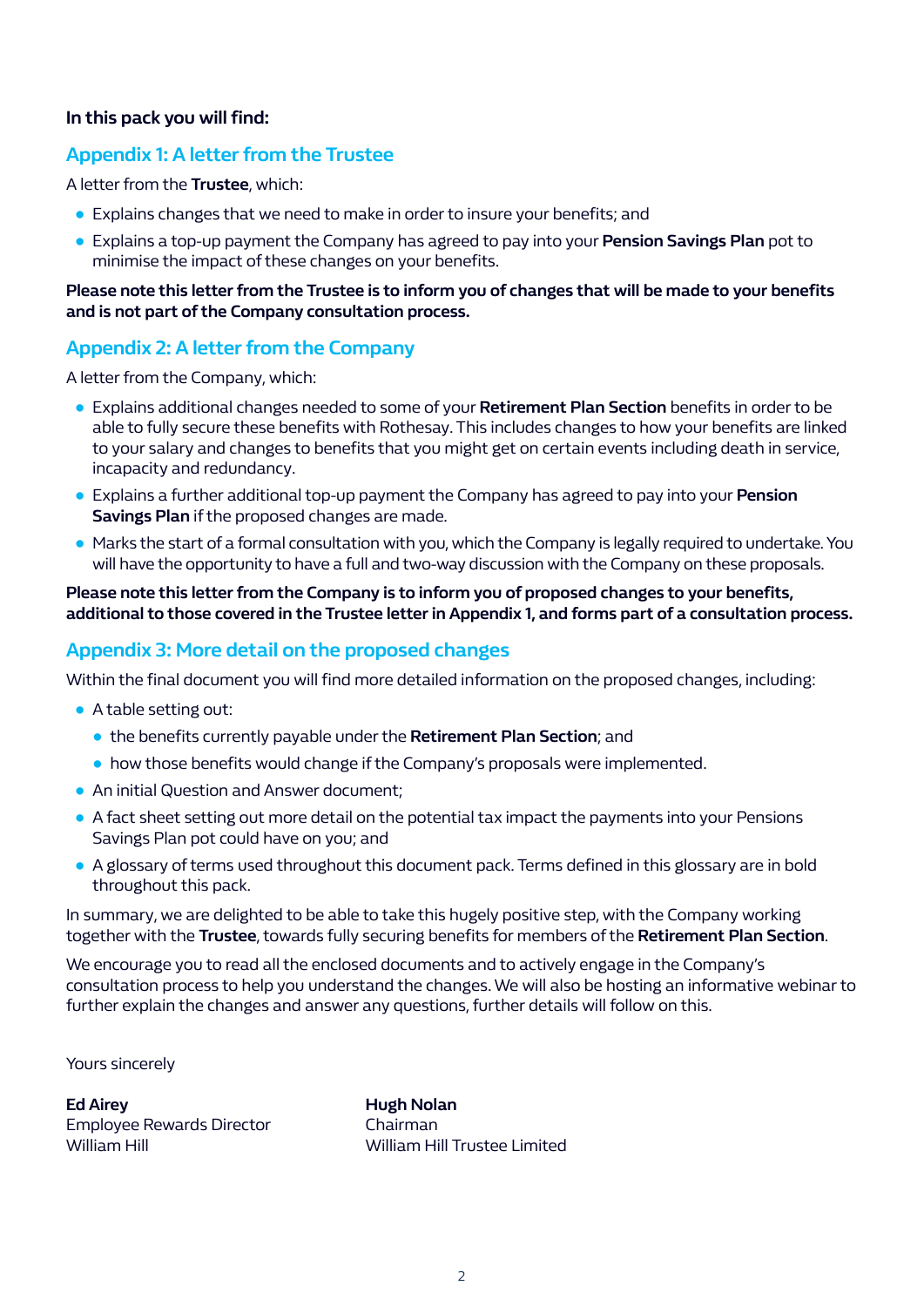**In this pack you will find:**

## Appendix 1: A letter from the Trustee

A letter from the **Trustee**, which:

- Explains changes that we need to make in order to insure your benefits; and
- Explains a top-up payment the Company has agreed to pay into your **Pension Savings Plan** pot to minimise the impact of these changes on your benefits.

**Please note this letter from the Trustee is to inform you of changes that will be made to your benefits and is not part of the Company consultation process.**

## Appendix 2: A letter from the Company

A letter from the Company, which:

- Explains additional changes needed to some of your **Retirement Plan Section** benefits in order to be able to fully secure these benefits with Rothesay. This includes changes to how your benefits are linked to your salary and changes to benefits that you might get on certain events including death in service, incapacity and redundancy.
- Explains a further additional top-up payment the Company has agreed to pay into your **Pension Savings Plan** if the proposed changes are made.
- Marks the start of a formal consultation with you, which the Company is legally required to undertake. You will have the opportunity to have a full and two-way discussion with the Company on these proposals.

**Please note this letter from the Company is to inform you of proposed changes to your benefits, additional to those covered in the Trustee letter in Appendix 1, and forms part of a consultation process.**

## Appendix 3: More detail on the proposed changes

Within the final document you will find more detailed information on the proposed changes, including:

- A table setting out:
  - the benefits currently payable under the **Retirement Plan Section**; and
  - how those benefits would change if the Company's proposals were implemented.
- An initial Question and Answer document;
- A fact sheet setting out more detail on the potential tax impact the payments into your Pensions Savings Plan pot could have on you; and
- A glossary of terms used throughout this document pack. Terms defined in this glossary are in bold throughout this pack.

In summary, we are delighted to be able to take this hugely positive step, with the Company working together with the **Trustee**, towards fully securing benefits for members of the **Retirement Plan Section**.

We encourage you to read all the enclosed documents and to actively engage in the Company's consultation process to help you understand the changes. We will also be hosting an informative webinar to further explain the changes and answer any questions, further details will follow on this.

Yours sincerely

**Ed Airey**
Employee Rewards Director
William Hill

**Hugh Nolan**
Chairman
William Hill Trustee Limited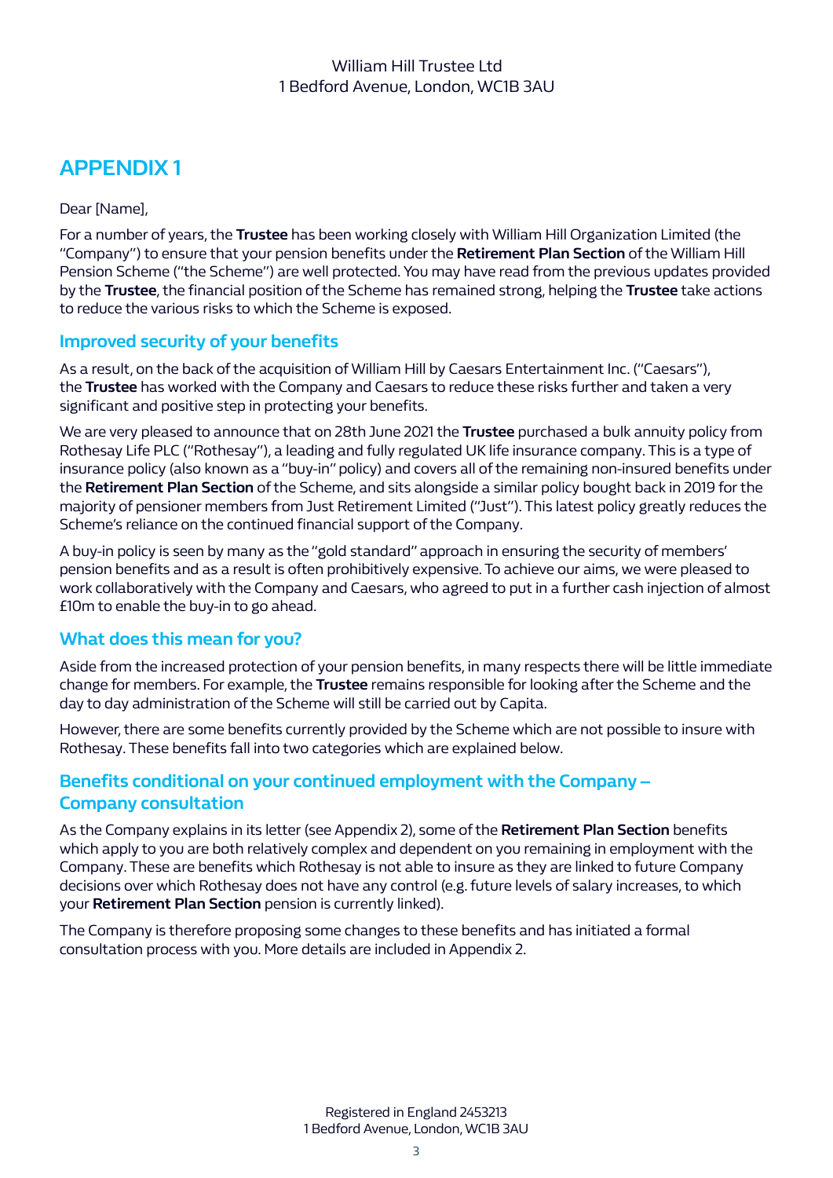William Hill Trustee Ltd
1 Bedford Avenue, London, WC1B 3AU

# APPENDIX 1

Dear [Name],

For a number of years, the **Trustee** has been working closely with William Hill Organization Limited (the "Company") to ensure that your pension benefits under the **Retirement Plan Section** of the William Hill Pension Scheme ("the Scheme") are well protected. You may have read from the previous updates provided by the **Trustee**, the financial position of the Scheme has remained strong, helping the **Trustee** take actions to reduce the various risks to which the Scheme is exposed.

## Improved security of your benefits

As a result, on the back of the acquisition of William Hill by Caesars Entertainment Inc. ("Caesars"), the **Trustee** has worked with the Company and Caesars to reduce these risks further and taken a very significant and positive step in protecting your benefits.

We are very pleased to announce that on 28th June 2021 the **Trustee** purchased a bulk annuity policy from Rothesay Life PLC ("Rothesay"), a leading and fully regulated UK life insurance company. This is a type of insurance policy (also known as a "buy-in" policy) and covers all of the remaining non-insured benefits under the **Retirement Plan Section** of the Scheme, and sits alongside a similar policy bought back in 2019 for the majority of pensioner members from Just Retirement Limited ("Just"). This latest policy greatly reduces the Scheme's reliance on the continued financial support of the Company.

A buy-in policy is seen by many as the "gold standard" approach in ensuring the security of members' pension benefits and as a result is often prohibitively expensive. To achieve our aims, we were pleased to work collaboratively with the Company and Caesars, who agreed to put in a further cash injection of almost £10m to enable the buy-in to go ahead.

## What does this mean for you?

Aside from the increased protection of your pension benefits, in many respects there will be little immediate change for members. For example, the **Trustee** remains responsible for looking after the Scheme and the day to day administration of the Scheme will still be carried out by Capita.

However, there are some benefits currently provided by the Scheme which are not possible to insure with Rothesay. These benefits fall into two categories which are explained below.

## Benefits conditional on your continued employment with the Company – Company consultation

As the Company explains in its letter (see Appendix 2), some of the **Retirement Plan Section** benefits which apply to you are both relatively complex and dependent on you remaining in employment with the Company. These are benefits which Rothesay is not able to insure as they are linked to future Company decisions over which Rothesay does not have any control (e.g. future levels of salary increases, to which your **Retirement Plan Section** pension is currently linked).

The Company is therefore proposing some changes to these benefits and has initiated a formal consultation process with you. More details are included in Appendix 2.

Registered in England 2453213
1 Bedford Avenue, London, WC1B 3AU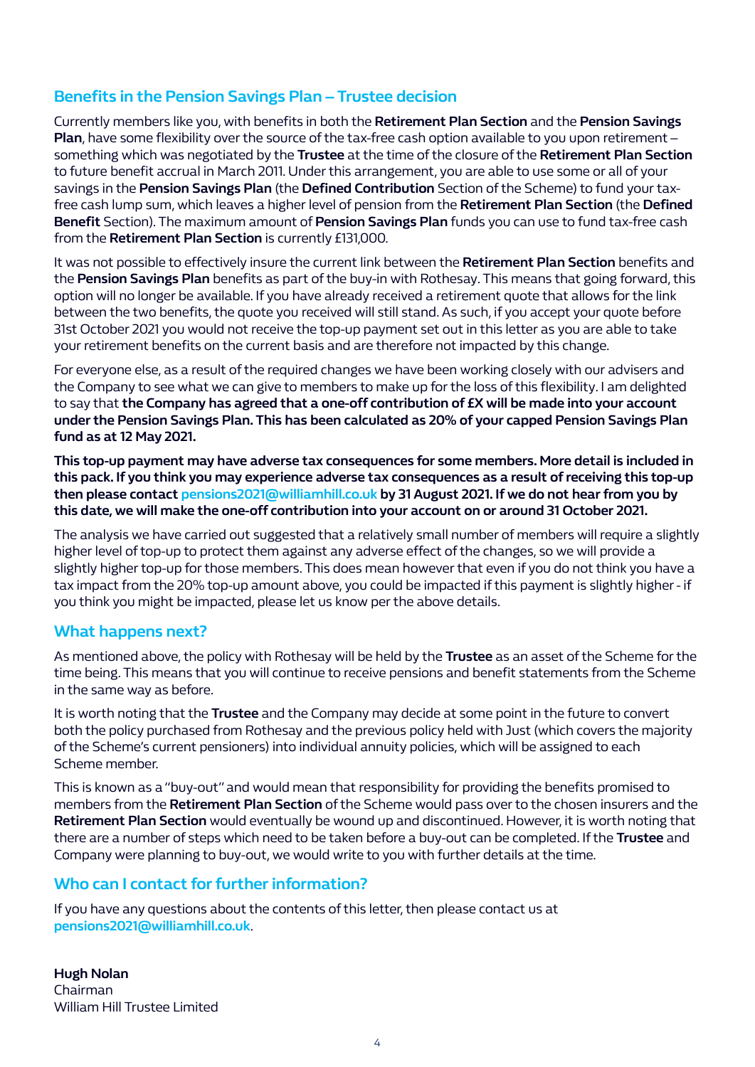## Benefits in the Pension Savings Plan – Trustee decision

Currently members like you, with benefits in both the **Retirement Plan Section** and the **Pension Savings Plan**, have some flexibility over the source of the tax-free cash option available to you upon retirement – something which was negotiated by the **Trustee** at the time of the closure of the **Retirement Plan Section** to future benefit accrual in March 2011. Under this arrangement, you are able to use some or all of your savings in the **Pension Savings Plan** (the **Defined Contribution** Section of the Scheme) to fund your tax-free cash lump sum, which leaves a higher level of pension from the **Retirement Plan Section** (the **Defined Benefit** Section). The maximum amount of **Pension Savings Plan** funds you can use to fund tax-free cash from the **Retirement Plan Section** is currently £131,000.

It was not possible to effectively insure the current link between the **Retirement Plan Section** benefits and the **Pension Savings Plan** benefits as part of the buy-in with Rothesay. This means that going forward, this option will no longer be available. If you have already received a retirement quote that allows for the link between the two benefits, the quote you received will still stand. As such, if you accept your quote before 31st October 2021 you would not receive the top-up payment set out in this letter as you are able to take your retirement benefits on the current basis and are therefore not impacted by this change.

For everyone else, as a result of the required changes we have been working closely with our advisers and the Company to see what we can give to members to make up for the loss of this flexibility. I am delighted to say that **the Company has agreed that a one-off contribution of £X will be made into your account under the Pension Savings Plan. This has been calculated as 20% of your capped Pension Savings Plan fund as at 12 May 2021.**

**This top-up payment may have adverse tax consequences for some members. More detail is included in this pack. If you think you may experience adverse tax consequences as a result of receiving this top-up then please contact pensions2021@williamhill.co.uk by 31 August 2021. If we do not hear from you by this date, we will make the one-off contribution into your account on or around 31 October 2021.**

The analysis we have carried out suggested that a relatively small number of members will require a slightly higher level of top-up to protect them against any adverse effect of the changes, so we will provide a slightly higher top-up for those members. This does mean however that even if you do not think you have a tax impact from the 20% top-up amount above, you could be impacted if this payment is slightly higher - if you think you might be impacted, please let us know per the above details.

## What happens next?

As mentioned above, the policy with Rothesay will be held by the **Trustee** as an asset of the Scheme for the time being. This means that you will continue to receive pensions and benefit statements from the Scheme in the same way as before.

It is worth noting that the **Trustee** and the Company may decide at some point in the future to convert both the policy purchased from Rothesay and the previous policy held with Just (which covers the majority of the Scheme's current pensioners) into individual annuity policies, which will be assigned to each Scheme member.

This is known as a "buy-out" and would mean that responsibility for providing the benefits promised to members from the **Retirement Plan Section** of the Scheme would pass over to the chosen insurers and the **Retirement Plan Section** would eventually be wound up and discontinued. However, it is worth noting that there are a number of steps which need to be taken before a buy-out can be completed. If the **Trustee** and Company were planning to buy-out, we would write to you with further details at the time.

## Who can I contact for further information?

If you have any questions about the contents of this letter, then please contact us at **pensions2021@williamhill.co.uk**.

**Hugh Nolan**
Chairman
William Hill Trustee Limited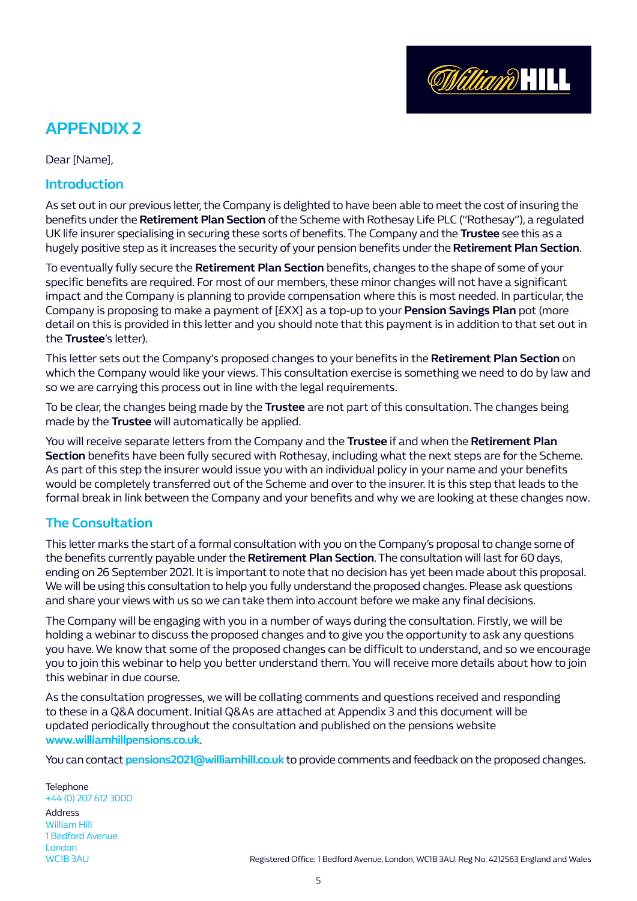# APPENDIX 2

Dear [Name],

## Introduction

As set out in our previous letter, the Company is delighted to have been able to meet the cost of insuring the benefits under the **Retirement Plan Section** of the Scheme with Rothesay Life PLC ("Rothesay"), a regulated UK life insurer specialising in securing these sorts of benefits. The Company and the **Trustee** see this as a hugely positive step as it increases the security of your pension benefits under the **Retirement Plan Section**.

To eventually fully secure the **Retirement Plan Section** benefits, changes to the shape of some of your specific benefits are required. For most of our members, these minor changes will not have a significant impact and the Company is planning to provide compensation where this is most needed. In particular, the Company is proposing to make a payment of [£XX] as a top-up to your **Pension Savings Plan** pot (more detail on this is provided in this letter and you should note that this payment is in addition to that set out in the **Trustee**'s letter).

This letter sets out the Company's proposed changes to your benefits in the **Retirement Plan Section** on which the Company would like your views. This consultation exercise is something we need to do by law and so we are carrying this process out in line with the legal requirements.

To be clear, the changes being made by the **Trustee** are not part of this consultation. The changes being made by the **Trustee** will automatically be applied.

You will receive separate letters from the Company and the **Trustee** if and when the **Retirement Plan Section** benefits have been fully secured with Rothesay, including what the next steps are for the Scheme. As part of this step the insurer would issue you with an individual policy in your name and your benefits would be completely transferred out of the Scheme and over to the insurer. It is this step that leads to the formal break in link between the Company and your benefits and why we are looking at these changes now.

## The Consultation

This letter marks the start of a formal consultation with you on the Company's proposal to change some of the benefits currently payable under the **Retirement Plan Section**. The consultation will last for 60 days, ending on 26 September 2021. It is important to note that no decision has yet been made about this proposal. We will be using this consultation to help you fully understand the proposed changes. Please ask questions and share your views with us so we can take them into account before we make any final decisions.

The Company will be engaging with you in a number of ways during the consultation. Firstly, we will be holding a webinar to discuss the proposed changes and to give you the opportunity to ask any questions you have. We know that some of the proposed changes can be difficult to understand, and so we encourage you to join this webinar to help you better understand them. You will receive more details about how to join this webinar in due course.

As the consultation progresses, we will be collating comments and questions received and responding to these in a Q&A document. Initial Q&As are attached at Appendix 3 and this document will be updated periodically throughout the consultation and published on the pensions website **www.williamhillpensions.co.uk**.

You can contact **pensions2021@williamhill.co.uk** to provide comments and feedback on the proposed changes.

Telephone
+44 (0) 207 612 3000

Address
William Hill
1 Bedford Avenue
London
WC1B 3AU

Registered Office: 1 Bedford Avenue, London, WC1B 3AU. Reg No. 4212563 England and Wales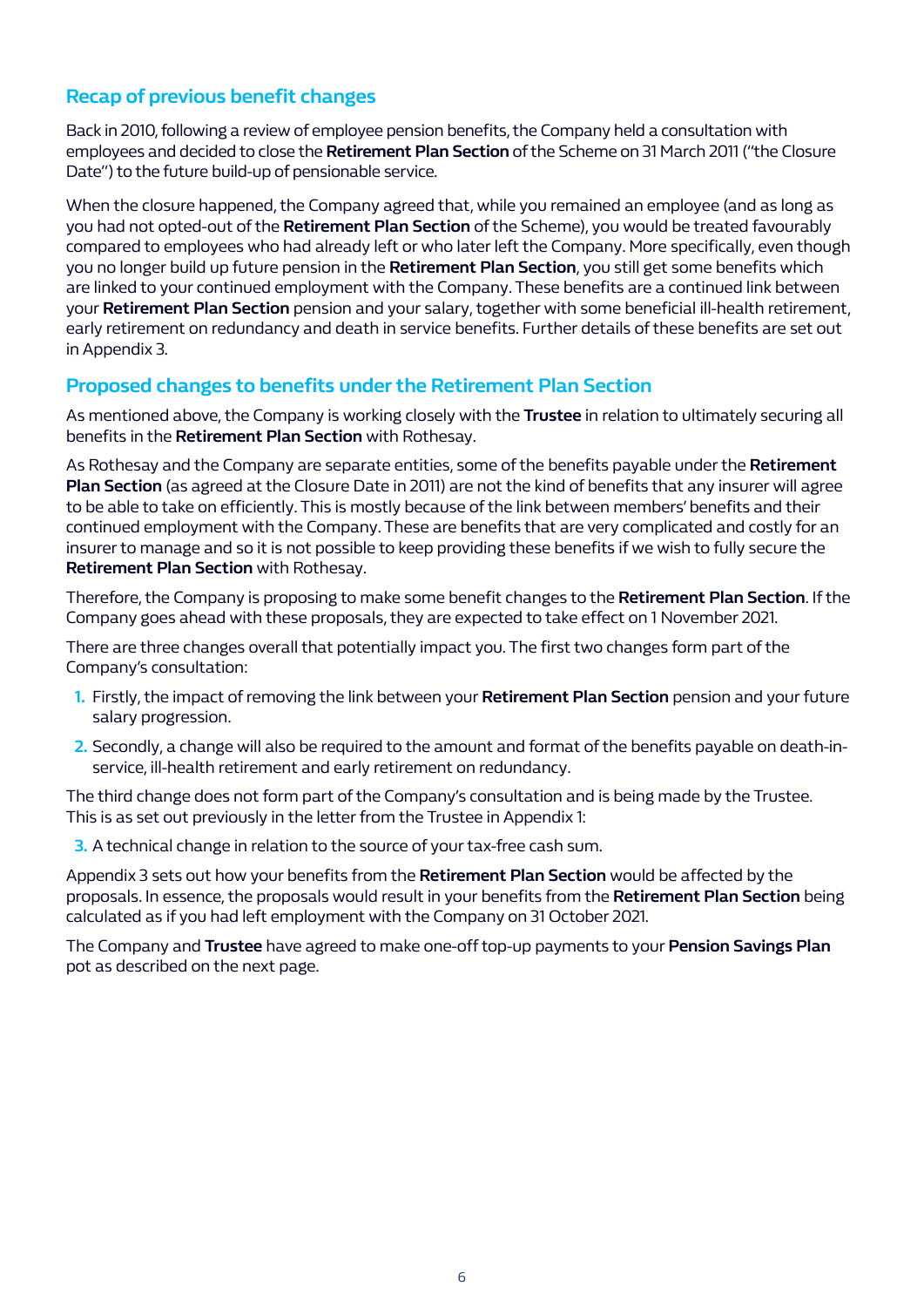## Recap of previous benefit changes

Back in 2010, following a review of employee pension benefits, the Company held a consultation with employees and decided to close the **Retirement Plan Section** of the Scheme on 31 March 2011 ("the Closure Date") to the future build-up of pensionable service.

When the closure happened, the Company agreed that, while you remained an employee (and as long as you had not opted-out of the **Retirement Plan Section** of the Scheme), you would be treated favourably compared to employees who had already left or who later left the Company. More specifically, even though you no longer build up future pension in the **Retirement Plan Section**, you still get some benefits which are linked to your continued employment with the Company. These benefits are a continued link between your **Retirement Plan Section** pension and your salary, together with some beneficial ill-health retirement, early retirement on redundancy and death in service benefits. Further details of these benefits are set out in Appendix 3.

## Proposed changes to benefits under the Retirement Plan Section

As mentioned above, the Company is working closely with the **Trustee** in relation to ultimately securing all benefits in the **Retirement Plan Section** with Rothesay.

As Rothesay and the Company are separate entities, some of the benefits payable under the **Retirement Plan Section** (as agreed at the Closure Date in 2011) are not the kind of benefits that any insurer will agree to be able to take on efficiently. This is mostly because of the link between members' benefits and their continued employment with the Company. These are benefits that are very complicated and costly for an insurer to manage and so it is not possible to keep providing these benefits if we wish to fully secure the **Retirement Plan Section** with Rothesay.

Therefore, the Company is proposing to make some benefit changes to the **Retirement Plan Section**. If the Company goes ahead with these proposals, they are expected to take effect on 1 November 2021.

There are three changes overall that potentially impact you. The first two changes form part of the Company's consultation:

1. Firstly, the impact of removing the link between your **Retirement Plan Section** pension and your future salary progression.
2. Secondly, a change will also be required to the amount and format of the benefits payable on death-in-service, ill-health retirement and early retirement on redundancy.

The third change does not form part of the Company's consultation and is being made by the Trustee. This is as set out previously in the letter from the Trustee in Appendix 1:

3. A technical change in relation to the source of your tax-free cash sum.

Appendix 3 sets out how your benefits from the **Retirement Plan Section** would be affected by the proposals. In essence, the proposals would result in your benefits from the **Retirement Plan Section** being calculated as if you had left employment with the Company on 31 October 2021.

The Company and **Trustee** have agreed to make one-off top-up payments to your **Pension Savings Plan** pot as described on the next page.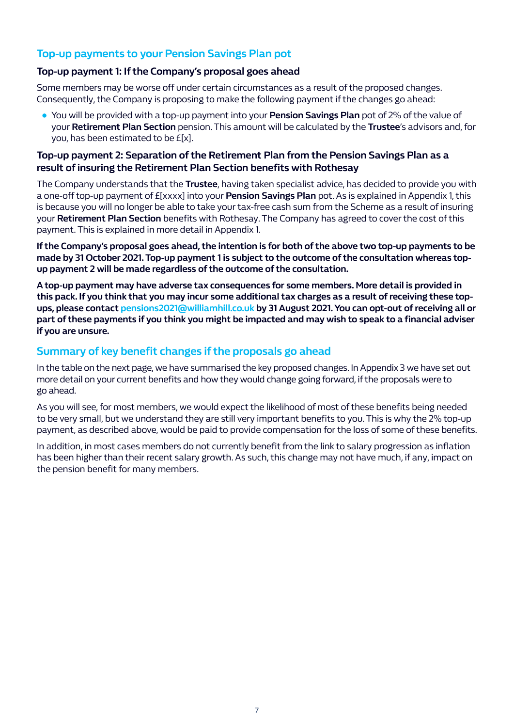## Top-up payments to your Pension Savings Plan pot

### Top-up payment 1: If the Company's proposal goes ahead

Some members may be worse off under certain circumstances as a result of the proposed changes. Consequently, the Company is proposing to make the following payment if the changes go ahead:

- You will be provided with a top-up payment into your **Pension Savings Plan** pot of 2% of the value of your **Retirement Plan Section** pension. This amount will be calculated by the **Trustee**'s advisors and, for you, has been estimated to be £[x].

### Top-up payment 2: Separation of the Retirement Plan from the Pension Savings Plan as a result of insuring the Retirement Plan Section benefits with Rothesay

The Company understands that the **Trustee**, having taken specialist advice, has decided to provide you with a one-off top-up payment of £[xxxx] into your **Pension Savings Plan** pot. As is explained in Appendix 1, this is because you will no longer be able to take your tax-free cash sum from the Scheme as a result of insuring your **Retirement Plan Section** benefits with Rothesay. The Company has agreed to cover the cost of this payment. This is explained in more detail in Appendix 1.

**If the Company's proposal goes ahead, the intention is for both of the above two top-up payments to be made by 31 October 2021. Top-up payment 1 is subject to the outcome of the consultation whereas top-up payment 2 will be made regardless of the outcome of the consultation.**

**A top-up payment may have adverse tax consequences for some members. More detail is provided in this pack. If you think that you may incur some additional tax charges as a result of receiving these top-ups, please contact pensions2021@williamhill.co.uk by 31 August 2021. You can opt-out of receiving all or part of these payments if you think you might be impacted and may wish to speak to a financial adviser if you are unsure.**

## Summary of key benefit changes if the proposals go ahead

In the table on the next page, we have summarised the key proposed changes. In Appendix 3 we have set out more detail on your current benefits and how they would change going forward, if the proposals were to go ahead.

As you will see, for most members, we would expect the likelihood of most of these benefits being needed to be very small, but we understand they are still very important benefits to you. This is why the 2% top-up payment, as described above, would be paid to provide compensation for the loss of some of these benefits.

In addition, in most cases members do not currently benefit from the link to salary progression as inflation has been higher than their recent salary growth. As such, this change may not have much, if any, impact on the pension benefit for many members.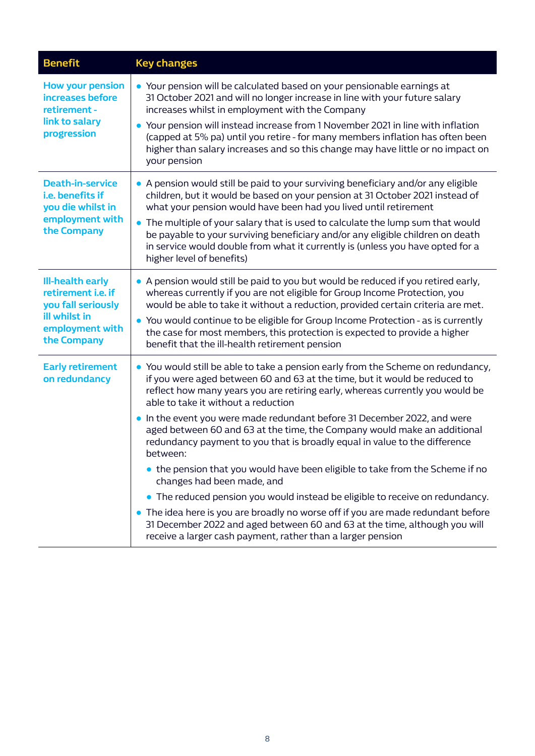| Benefit | Key changes |
|---|---|
| **How your pension increases before retirement - link to salary progression** | • Your pension will be calculated based on your pensionable earnings at 31 October 2021 and will no longer increase in line with your future salary increases whilst in employment with the Company<br>• Your pension will instead increase from 1 November 2021 in line with inflation (capped at 5% pa) until you retire - for many members inflation has often been higher than salary increases and so this change may have little or no impact on your pension |
| **Death-in-service i.e. benefits if you die whilst in employment with the Company** | • A pension would still be paid to your surviving beneficiary and/or any eligible children, but it would be based on your pension at 31 October 2021 instead of what your pension would have been had you lived until retirement<br>• The multiple of your salary that is used to calculate the lump sum that would be payable to your surviving beneficiary and/or any eligible children on death in service would double from what it currently is (unless you have opted for a higher level of benefits) |
| **Ill-health early retirement i.e. if you fall seriously ill whilst in employment with the Company** | • A pension would still be paid to you but would be reduced if you retired early, whereas currently if you are not eligible for Group Income Protection, you would be able to take it without a reduction, provided certain criteria are met.<br>• You would continue to be eligible for Group Income Protection - as is currently the case for most members, this protection is expected to provide a higher benefit that the ill-health retirement pension |
| **Early retirement on redundancy** | • You would still be able to take a pension early from the Scheme on redundancy, if you were aged between 60 and 63 at the time, but it would be reduced to reflect how many years you are retiring early, whereas currently you would be able to take it without a reduction<br>• In the event you were made redundant before 31 December 2022, and were aged between 60 and 63 at the time, the Company would make an additional redundancy payment to you that is broadly equal in value to the difference between:<br>&nbsp;&nbsp;• the pension that you would have been eligible to take from the Scheme if no changes had been made, and<br>&nbsp;&nbsp;• The reduced pension you would instead be eligible to receive on redundancy.<br>• The idea here is you are broadly no worse off if you are made redundant before 31 December 2022 and aged between 60 and 63 at the time, although you will receive a larger cash payment, rather than a larger pension |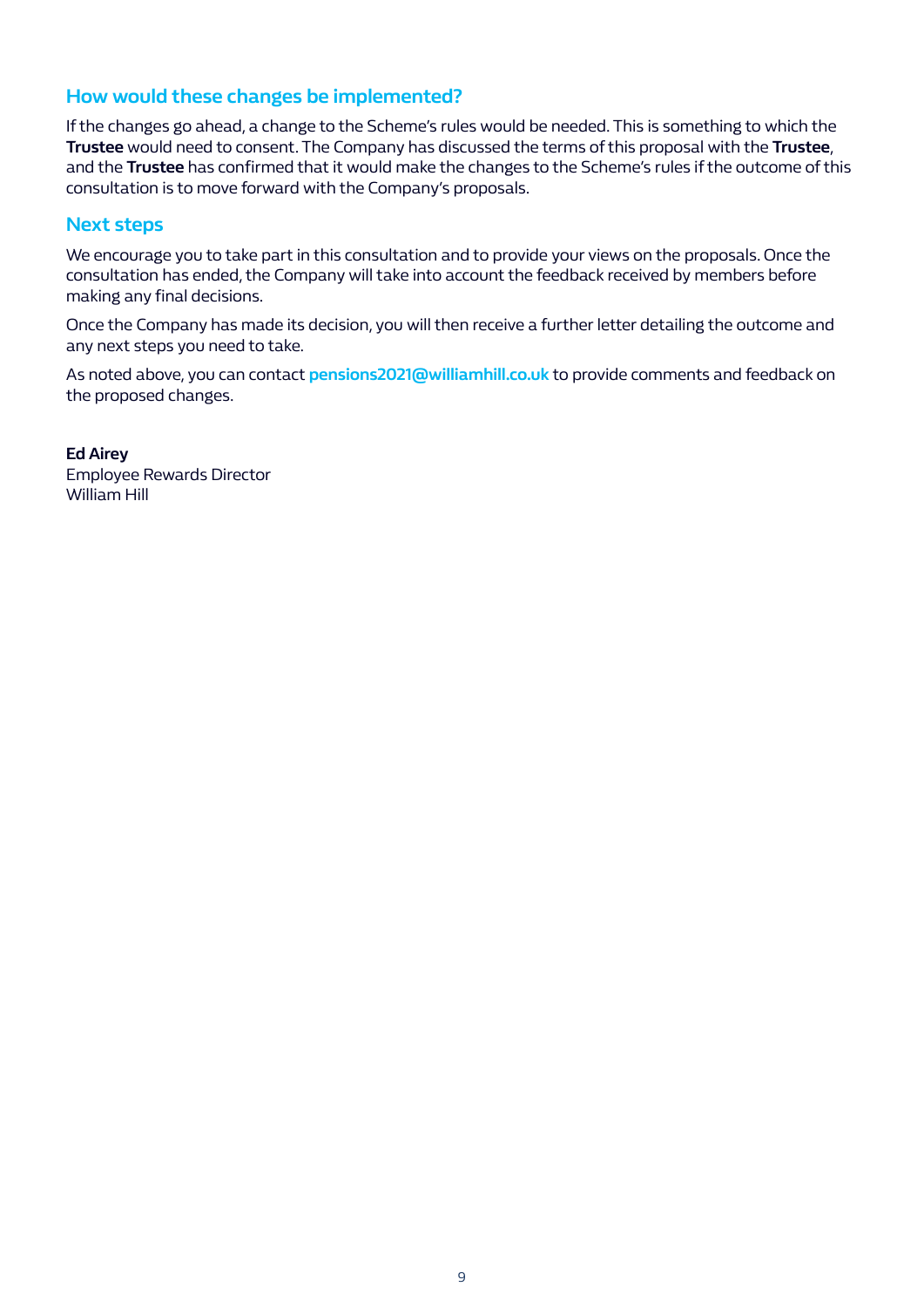## How would these changes be implemented?

If the changes go ahead, a change to the Scheme's rules would be needed. This is something to which the **Trustee** would need to consent. The Company has discussed the terms of this proposal with the **Trustee**, and the **Trustee** has confirmed that it would make the changes to the Scheme's rules if the outcome of this consultation is to move forward with the Company's proposals.

## Next steps

We encourage you to take part in this consultation and to provide your views on the proposals. Once the consultation has ended, the Company will take into account the feedback received by members before making any final decisions.

Once the Company has made its decision, you will then receive a further letter detailing the outcome and any next steps you need to take.

As noted above, you can contact **pensions2021@williamhill.co.uk** to provide comments and feedback on the proposed changes.

**Ed Airey**
Employee Rewards Director
William Hill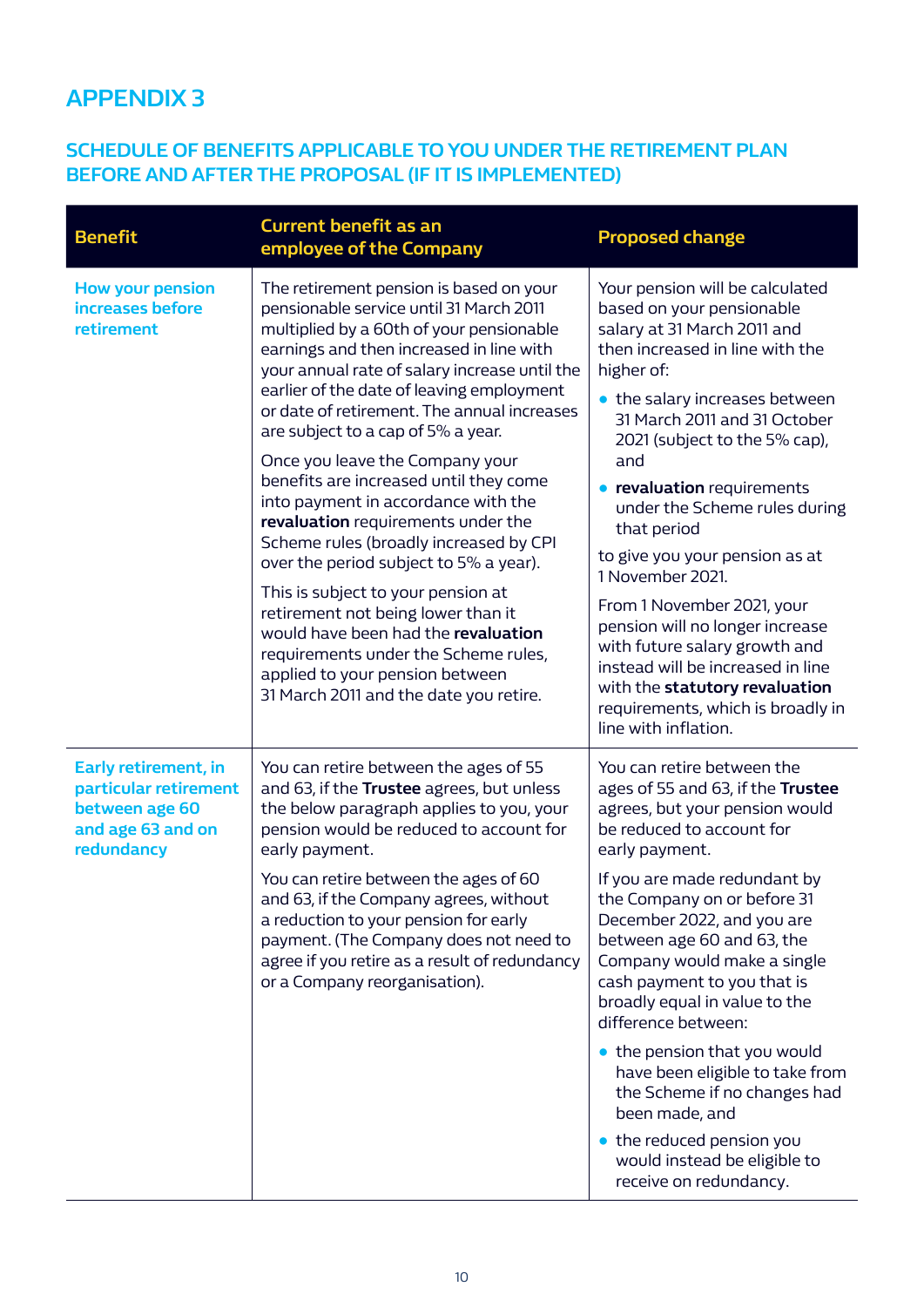# APPENDIX 3

## SCHEDULE OF BENEFITS APPLICABLE TO YOU UNDER THE RETIREMENT PLAN BEFORE AND AFTER THE PROPOSAL (IF IT IS IMPLEMENTED)

| Benefit | Current benefit as an employee of the Company | Proposed change |
|---|---|---|
| **How your pension increases before retirement** | The retirement pension is based on your pensionable service until 31 March 2011 multiplied by a 60th of your pensionable earnings and then increased in line with your annual rate of salary increase until the earlier of the date of leaving employment or date of retirement. The annual increases are subject to a cap of 5% a year.<br><br>Once you leave the Company your benefits are increased until they come into payment in accordance with the **revaluation** requirements under the Scheme rules (broadly increased by CPI over the period subject to 5% a year).<br><br>This is subject to your pension at retirement not being lower than it would have been had the **revaluation** requirements under the Scheme rules, applied to your pension between 31 March 2011 and the date you retire. | Your pension will be calculated based on your pensionable salary at 31 March 2011 and then increased in line with the higher of:<br><br>• the salary increases between 31 March 2011 and 31 October 2021 (subject to the 5% cap), and<br>• **revaluation** requirements under the Scheme rules during that period<br><br>to give you your pension as at 1 November 2021.<br><br>From 1 November 2021, your pension will no longer increase with future salary growth and instead will be increased in line with the **statutory revaluation** requirements, which is broadly in line with inflation. |
| **Early retirement, in particular retirement between age 60 and age 63 and on redundancy** | You can retire between the ages of 55 and 63, if the **Trustee** agrees, but unless the below paragraph applies to you, your pension would be reduced to account for early payment.<br><br>You can retire between the ages of 60 and 63, if the Company agrees, without a reduction to your pension for early payment. (The Company does not need to agree if you retire as a result of redundancy or a Company reorganisation). | You can retire between the ages of 55 and 63, if the **Trustee** agrees, but your pension would be reduced to account for early payment.<br><br>If you are made redundant by the Company on or before 31 December 2022, and you are between age 60 and 63, the Company would make a single cash payment to you that is broadly equal in value to the difference between:<br><br>• the pension that you would have been eligible to take from the Scheme if no changes had been made, and<br>• the reduced pension you would instead be eligible to receive on redundancy. |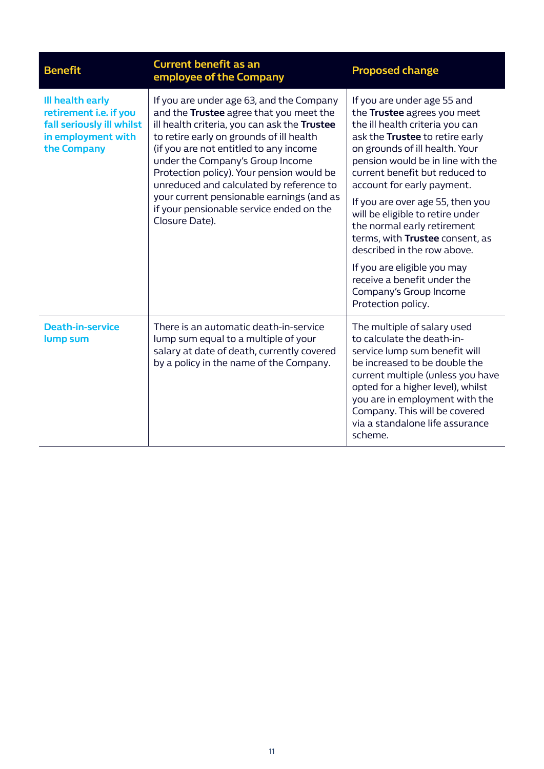| Benefit | Current benefit as an employee of the Company | Proposed change |
|---|---|---|
| **Ill health early retirement i.e. if you fall seriously ill whilst in employment with the Company** | If you are under age 63, and the Company and the **Trustee** agree that you meet the ill health criteria, you can ask the **Trustee** to retire early on grounds of ill health (if you are not entitled to any income under the Company's Group Income Protection policy). Your pension would be unreduced and calculated by reference to your current pensionable earnings (and as if your pensionable service ended on the Closure Date). | If you are under age 55 and the **Trustee** agrees you meet the ill health criteria you can ask the **Trustee** to retire early on grounds of ill health. Your pension would be in line with the current benefit but reduced to account for early payment.<br><br>If you are over age 55, then you will be eligible to retire under the normal early retirement terms, with **Trustee** consent, as described in the row above.<br><br>If you are eligible you may receive a benefit under the Company's Group Income Protection policy. |
| **Death-in-service lump sum** | There is an automatic death-in-service lump sum equal to a multiple of your salary at date of death, currently covered by a policy in the name of the Company. | The multiple of salary used to calculate the death-in-service lump sum benefit will be increased to be double the current multiple (unless you have opted for a higher level), whilst you are in employment with the Company. This will be covered via a standalone life assurance scheme. |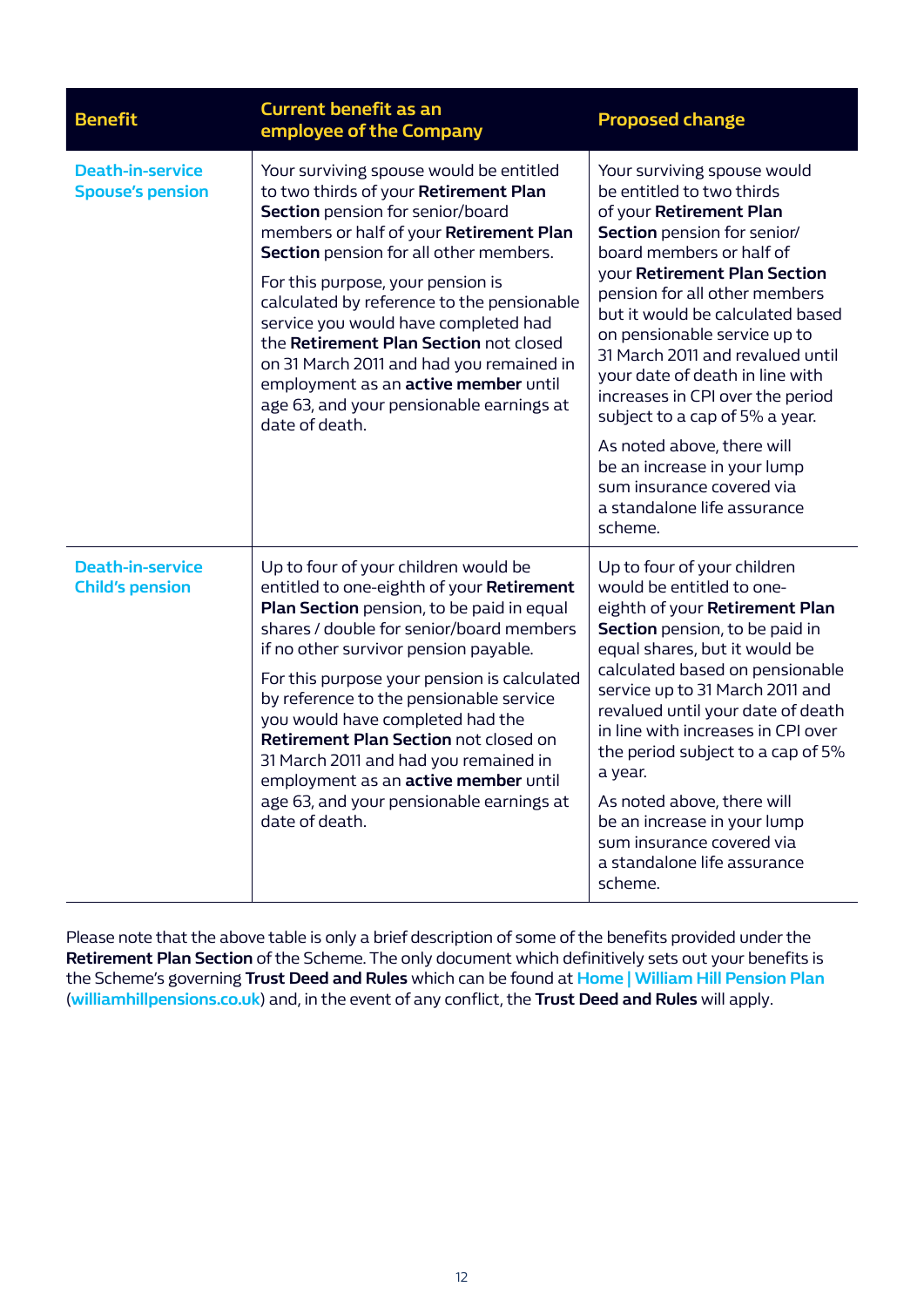| Benefit | Current benefit as an employee of the Company | Proposed change |
|---|---|---|
| Death-in-service Spouse's pension | Your surviving spouse would be entitled to two thirds of your **Retirement Plan Section** pension for senior/board members or half of your **Retirement Plan Section** pension for all other members.<br><br>For this purpose, your pension is calculated by reference to the pensionable service you would have completed had the **Retirement Plan Section** not closed on 31 March 2011 and had you remained in employment as an **active member** until age 63, and your pensionable earnings at date of death. | Your surviving spouse would be entitled to two thirds of your **Retirement Plan Section** pension for senior/board members or half of your **Retirement Plan Section** pension for all other members but it would be calculated based on pensionable service up to 31 March 2011 and revalued until your date of death in line with increases in CPI over the period subject to a cap of 5% a year.<br><br>As noted above, there will be an increase in your lump sum insurance covered via a standalone life assurance scheme. |
| Death-in-service Child's pension | Up to four of your children would be entitled to one-eighth of your **Retirement Plan Section** pension, to be paid in equal shares / double for senior/board members if no other survivor pension payable.<br><br>For this purpose your pension is calculated by reference to the pensionable service you would have completed had the **Retirement Plan Section** not closed on 31 March 2011 and had you remained in employment as an **active member** until age 63, and your pensionable earnings at date of death. | Up to four of your children would be entitled to one-eighth of your **Retirement Plan Section** pension, to be paid in equal shares, but it would be calculated based on pensionable service up to 31 March 2011 and revalued until your date of death in line with increases in CPI over the period subject to a cap of 5% a year.<br><br>As noted above, there will be an increase in your lump sum insurance covered via a standalone life assurance scheme. |

Please note that the above table is only a brief description of some of the benefits provided under the **Retirement Plan Section** of the Scheme. The only document which definitively sets out your benefits is the Scheme's governing **Trust Deed and Rules** which can be found at **Home | William Hill Pension Plan** (**williamhillpensions.co.uk**) and, in the event of any conflict, the **Trust Deed and Rules** will apply.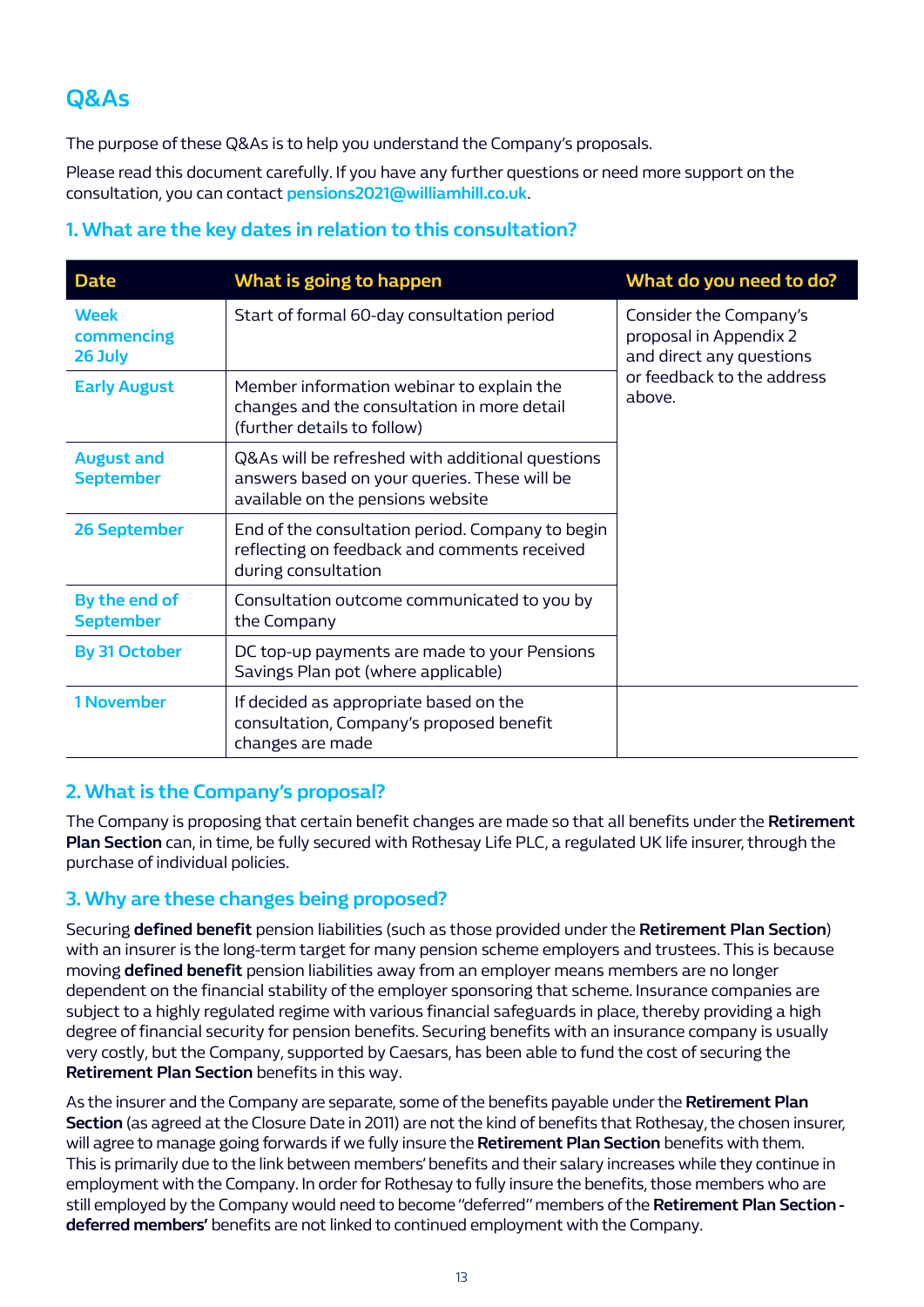## Q&As

The purpose of these Q&As is to help you understand the Company's proposals.

Please read this document carefully. If you have any further questions or need more support on the consultation, you can contact pensions2021@williamhill.co.uk.

### 1. What are the key dates in relation to this consultation?

| Date | What is going to happen | What do you need to do? |
|---|---|---|
| Week commencing 26 July | Start of formal 60-day consultation period | Consider the Company's proposal in Appendix 2 and direct any questions or feedback to the address above. |
| Early August | Member information webinar to explain the changes and the consultation in more detail (further details to follow) | |
| August and September | Q&As will be refreshed with additional questions answers based on your queries. These will be available on the pensions website | |
| 26 September | End of the consultation period. Company to begin reflecting on feedback and comments received during consultation | |
| By the end of September | Consultation outcome communicated to you by the Company | |
| By 31 October | DC top-up payments are made to your Pensions Savings Plan pot (where applicable) | |
| 1 November | If decided as appropriate based on the consultation, Company's proposed benefit changes are made | |

### 2. What is the Company's proposal?

The Company is proposing that certain benefit changes are made so that all benefits under the **Retirement Plan Section** can, in time, be fully secured with Rothesay Life PLC, a regulated UK life insurer, through the purchase of individual policies.

### 3. Why are these changes being proposed?

Securing **defined benefit** pension liabilities (such as those provided under the **Retirement Plan Section**) with an insurer is the long-term target for many pension scheme employers and trustees. This is because moving **defined benefit** pension liabilities away from an employer means members are no longer dependent on the financial stability of the employer sponsoring that scheme. Insurance companies are subject to a highly regulated regime with various financial safeguards in place, thereby providing a high degree of financial security for pension benefits. Securing benefits with an insurance company is usually very costly, but the Company, supported by Caesars, has been able to fund the cost of securing the **Retirement Plan Section** benefits in this way.

As the insurer and the Company are separate, some of the benefits payable under the **Retirement Plan Section** (as agreed at the Closure Date in 2011) are not the kind of benefits that Rothesay, the chosen insurer, will agree to manage going forwards if we fully insure the **Retirement Plan Section** benefits with them. This is primarily due to the link between members' benefits and their salary increases while they continue in employment with the Company. In order for Rothesay to fully insure the benefits, those members who are still employed by the Company would need to become "deferred" members of the **Retirement Plan Section** - **deferred members'** benefits are not linked to continued employment with the Company.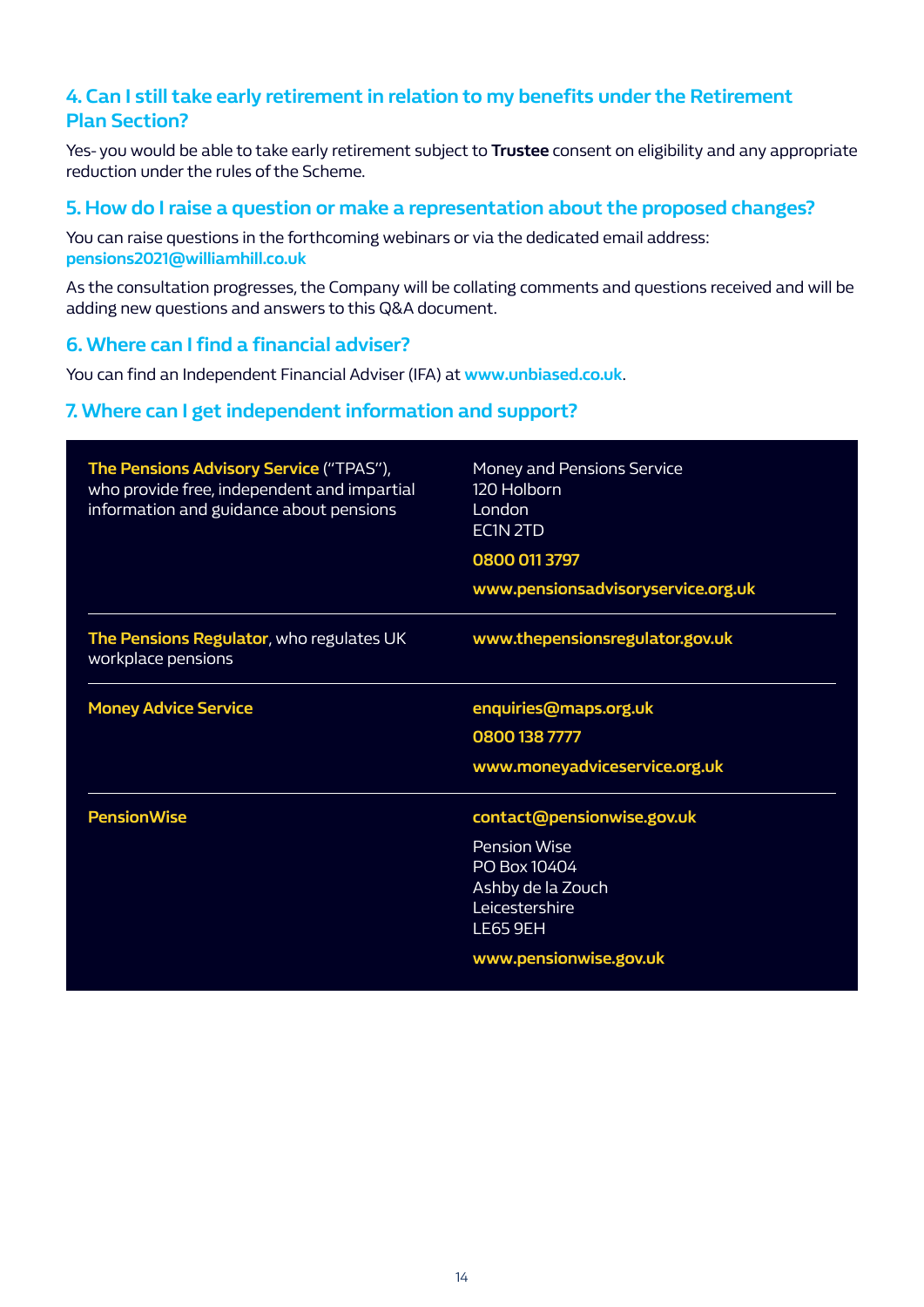## 4. Can I still take early retirement in relation to my benefits under the Retirement Plan Section?

Yes- you would be able to take early retirement subject to **Trustee** consent on eligibility and any appropriate reduction under the rules of the Scheme.

## 5. How do I raise a question or make a representation about the proposed changes?

You can raise questions in the forthcoming webinars or via the dedicated email address: **pensions2021@williamhill.co.uk**

As the consultation progresses, the Company will be collating comments and questions received and will be adding new questions and answers to this Q&A document.

## 6. Where can I find a financial adviser?

You can find an Independent Financial Adviser (IFA) at **www.unbiased.co.uk**.

## 7. Where can I get independent information and support?

| | |
|---|---|
| **The Pensions Advisory Service** ("TPAS"), who provide free, independent and impartial information and guidance about pensions | Money and Pensions Service<br>120 Holborn<br>London<br>EC1N 2TD<br>**0800 011 3797**<br>**www.pensionsadvisoryservice.org.uk** |
| **The Pensions Regulator**, who regulates UK workplace pensions | **www.thepensionsregulator.gov.uk** |
| **Money Advice Service** | **enquiries@maps.org.uk**<br>**0800 138 7777**<br>**www.moneyadviceservice.org.uk** |
| **PensionWise** | **contact@pensionwise.gov.uk**<br>Pension Wise<br>PO Box 10404<br>Ashby de la Zouch<br>Leicestershire<br>LE65 9EH<br>**www.pensionwise.gov.uk** |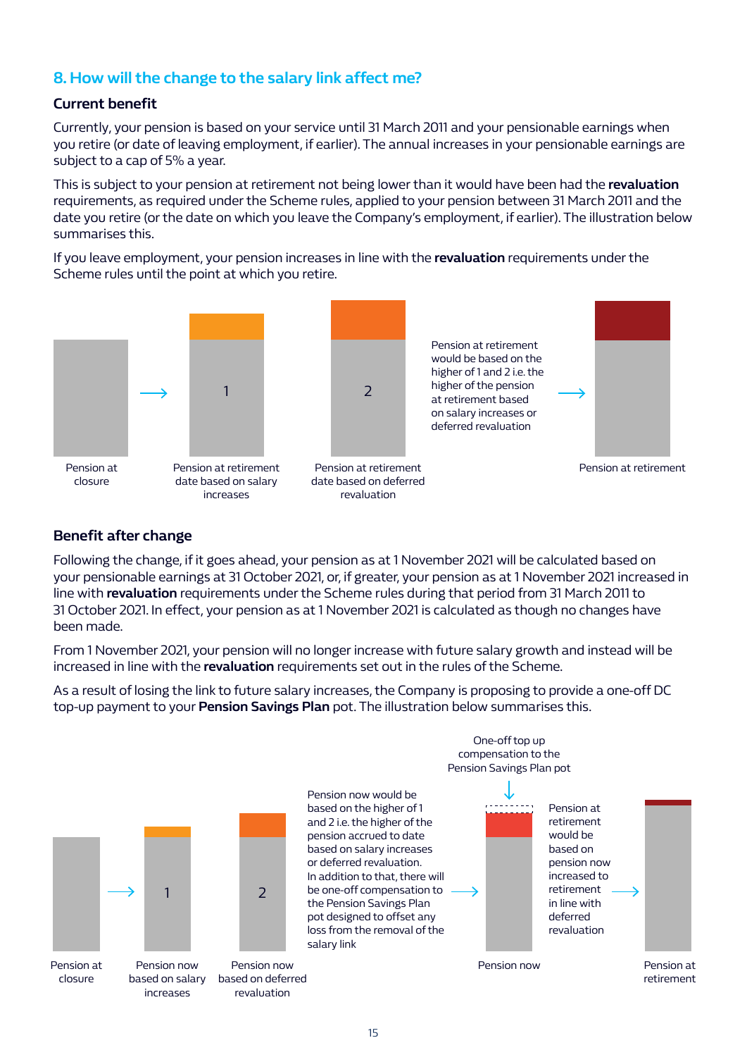## 8. How will the change to the salary link affect me?

### Current benefit

Currently, your pension is based on your service until 31 March 2011 and your pensionable earnings when you retire (or date of leaving employment, if earlier). The annual increases in your pensionable earnings are subject to a cap of 5% a year.

This is subject to your pension at retirement not being lower than it would have been had the **revaluation** requirements, as required under the Scheme rules, applied to your pension between 31 March 2011 and the date you retire (or the date on which you leave the Company's employment, if earlier). The illustration below summarises this.

If you leave employment, your pension increases in line with the **revaluation** requirements under the Scheme rules until the point at which you retire.

Pension at closure → 1: Pension at retirement date based on salary increases | 2: Pension at retirement date based on deferred revaluation

Pension at retirement would be based on the higher of 1 and 2 i.e. the higher of the pension at retirement based on salary increases or deferred revaluation → Pension at retirement

### Benefit after change

Following the change, if it goes ahead, your pension as at 1 November 2021 will be calculated based on your pensionable earnings at 31 October 2021, or, if greater, your pension as at 1 November 2021 increased in line with **revaluation** requirements under the Scheme rules during that period from 31 March 2011 to 31 October 2021. In effect, your pension as at 1 November 2021 is calculated as though no changes have been made.

From 1 November 2021, your pension will no longer increase with future salary growth and instead will be increased in line with the **revaluation** requirements set out in the rules of the Scheme.

As a result of losing the link to future salary increases, the Company is proposing to provide a one-off DC top-up payment to your **Pension Savings Plan** pot. The illustration below summarises this.

Pension at closure → 1: Pension now based on salary increases | 2: Pension now based on deferred revaluation

Pension now would be based on the higher of 1 and 2 i.e. the higher of the pension accrued to date based on salary increases or deferred revaluation. In addition to that, there will be one-off compensation to the Pension Savings Plan pot designed to offset any loss from the removal of the salary link → Pension now (One-off top up compensation to the Pension Savings Plan pot)

Pension at retirement would be based on pension now increased to retirement in line with deferred revaluation → Pension at retirement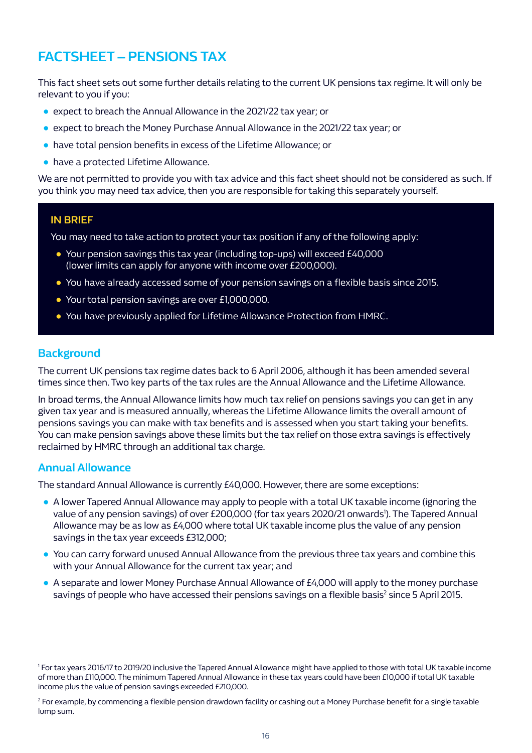# FACTSHEET – PENSIONS TAX

This fact sheet sets out some further details relating to the current UK pensions tax regime. It will only be relevant to you if you:

- expect to breach the Annual Allowance in the 2021/22 tax year; or
- expect to breach the Money Purchase Annual Allowance in the 2021/22 tax year; or
- have total pension benefits in excess of the Lifetime Allowance; or
- have a protected Lifetime Allowance.

We are not permitted to provide you with tax advice and this fact sheet should not be considered as such. If you think you may need tax advice, then you are responsible for taking this separately yourself.

### IN BRIEF

You may need to take action to protect your tax position if any of the following apply:

- Your pension savings this tax year (including top-ups) will exceed £40,000 (lower limits can apply for anyone with income over £200,000).
- You have already accessed some of your pension savings on a flexible basis since 2015.
- Your total pension savings are over £1,000,000.
- You have previously applied for Lifetime Allowance Protection from HMRC.

## Background

The current UK pensions tax regime dates back to 6 April 2006, although it has been amended several times since then. Two key parts of the tax rules are the Annual Allowance and the Lifetime Allowance.

In broad terms, the Annual Allowance limits how much tax relief on pensions savings you can get in any given tax year and is measured annually, whereas the Lifetime Allowance limits the overall amount of pensions savings you can make with tax benefits and is assessed when you start taking your benefits. You can make pension savings above these limits but the tax relief on those extra savings is effectively reclaimed by HMRC through an additional tax charge.

## Annual Allowance

The standard Annual Allowance is currently £40,000. However, there are some exceptions:

- A lower Tapered Annual Allowance may apply to people with a total UK taxable income (ignoring the value of any pension savings) of over £200,000 (for tax years 2020/21 onwards[1]). The Tapered Annual Allowance may be as low as £4,000 where total UK taxable income plus the value of any pension savings in the tax year exceeds £312,000;
- You can carry forward unused Annual Allowance from the previous three tax years and combine this with your Annual Allowance for the current tax year; and
- A separate and lower Money Purchase Annual Allowance of £4,000 will apply to the money purchase savings of people who have accessed their pensions savings on a flexible basis[2] since 5 April 2015.

[1] For tax years 2016/17 to 2019/20 inclusive the Tapered Annual Allowance might have applied to those with total UK taxable income of more than £110,000. The minimum Tapered Annual Allowance in these tax years could have been £10,000 if total UK taxable income plus the value of pension savings exceeded £210,000.

[2] For example, by commencing a flexible pension drawdown facility or cashing out a Money Purchase benefit for a single taxable lump sum.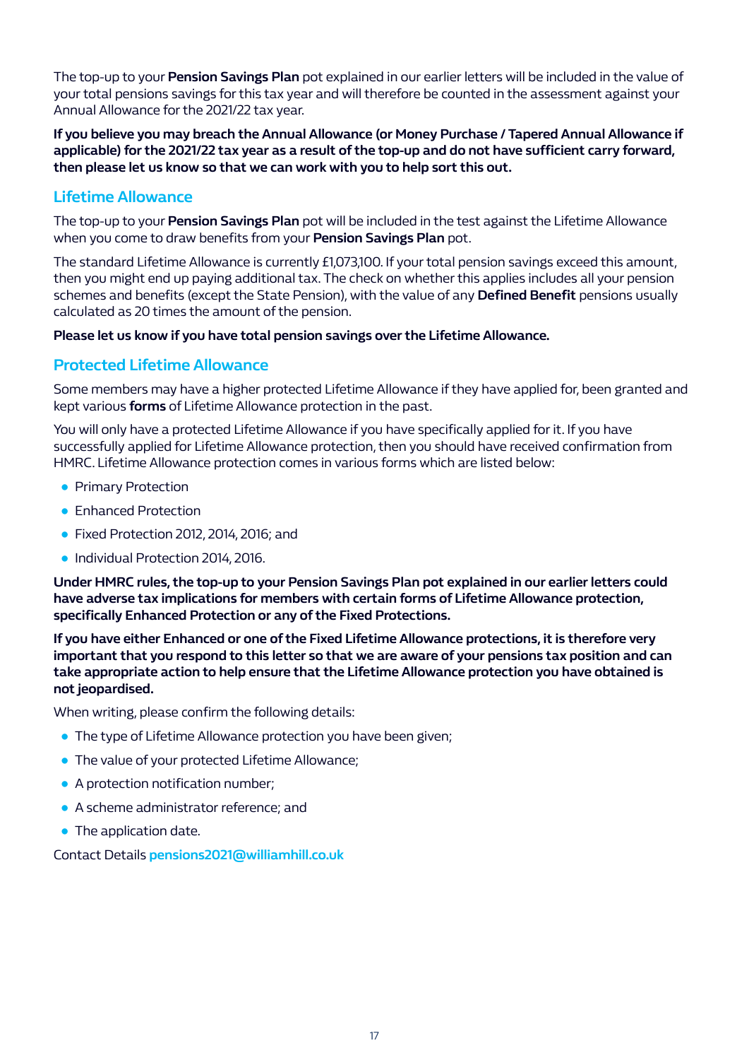The top-up to your **Pension Savings Plan** pot explained in our earlier letters will be included in the value of your total pensions savings for this tax year and will therefore be counted in the assessment against your Annual Allowance for the 2021/22 tax year.

**If you believe you may breach the Annual Allowance (or Money Purchase / Tapered Annual Allowance if applicable) for the 2021/22 tax year as a result of the top-up and do not have sufficient carry forward, then please let us know so that we can work with you to help sort this out.**

## Lifetime Allowance

The top-up to your **Pension Savings Plan** pot will be included in the test against the Lifetime Allowance when you come to draw benefits from your **Pension Savings Plan** pot.

The standard Lifetime Allowance is currently £1,073,100. If your total pension savings exceed this amount, then you might end up paying additional tax. The check on whether this applies includes all your pension schemes and benefits (except the State Pension), with the value of any **Defined Benefit** pensions usually calculated as 20 times the amount of the pension.

**Please let us know if you have total pension savings over the Lifetime Allowance.**

## Protected Lifetime Allowance

Some members may have a higher protected Lifetime Allowance if they have applied for, been granted and kept various **forms** of Lifetime Allowance protection in the past.

You will only have a protected Lifetime Allowance if you have specifically applied for it. If you have successfully applied for Lifetime Allowance protection, then you should have received confirmation from HMRC. Lifetime Allowance protection comes in various forms which are listed below:

- Primary Protection
- Enhanced Protection
- Fixed Protection 2012, 2014, 2016; and
- Individual Protection 2014, 2016.

**Under HMRC rules, the top-up to your Pension Savings Plan pot explained in our earlier letters could have adverse tax implications for members with certain forms of Lifetime Allowance protection, specifically Enhanced Protection or any of the Fixed Protections.**

**If you have either Enhanced or one of the Fixed Lifetime Allowance protections, it is therefore very important that you respond to this letter so that we are aware of your pensions tax position and can take appropriate action to help ensure that the Lifetime Allowance protection you have obtained is not jeopardised.**

When writing, please confirm the following details:

- The type of Lifetime Allowance protection you have been given;
- The value of your protected Lifetime Allowance;
- A protection notification number;
- A scheme administrator reference; and
- The application date.

Contact Details **pensions2021@williamhill.co.uk**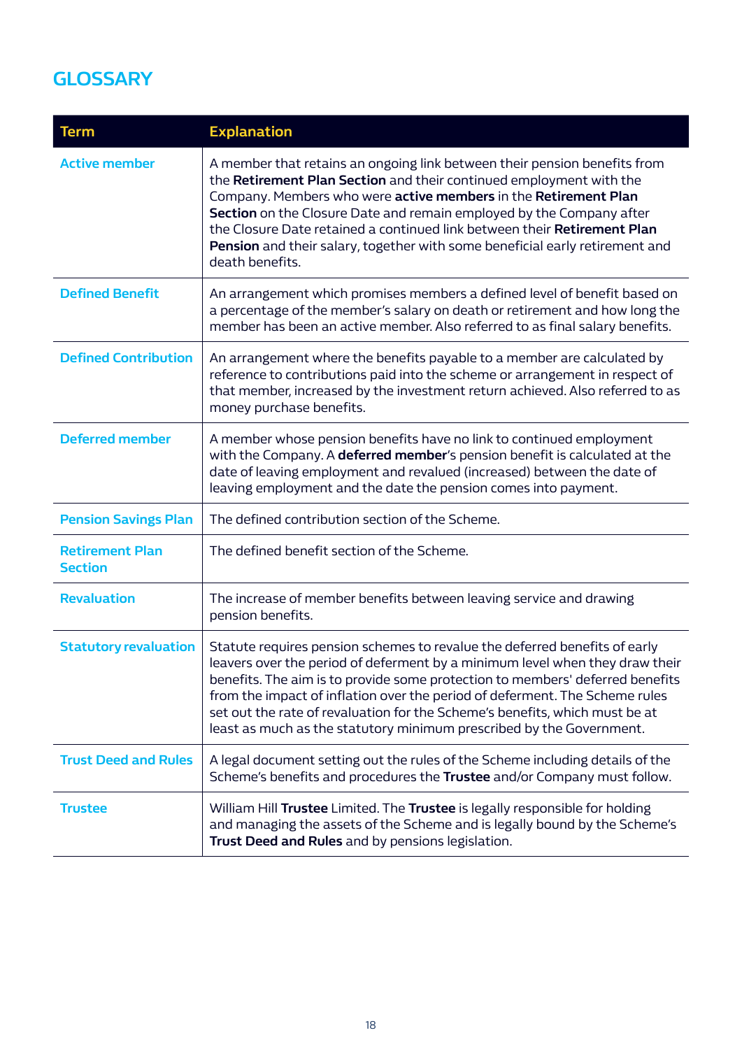## GLOSSARY

| Term | Explanation |
|---|---|
| Active member | A member that retains an ongoing link between their pension benefits from the **Retirement Plan Section** and their continued employment with the Company. Members who were **active members** in the **Retirement Plan Section** on the Closure Date and remain employed by the Company after the Closure Date retained a continued link between their **Retirement Plan Pension** and their salary, together with some beneficial early retirement and death benefits. |
| Defined Benefit | An arrangement which promises members a defined level of benefit based on a percentage of the member's salary on death or retirement and how long the member has been an active member. Also referred to as final salary benefits. |
| Defined Contribution | An arrangement where the benefits payable to a member are calculated by reference to contributions paid into the scheme or arrangement in respect of that member, increased by the investment return achieved. Also referred to as money purchase benefits. |
| Deferred member | A member whose pension benefits have no link to continued employment with the Company. A **deferred member**'s pension benefit is calculated at the date of leaving employment and revalued (increased) between the date of leaving employment and the date the pension comes into payment. |
| Pension Savings Plan | The defined contribution section of the Scheme. |
| Retirement Plan Section | The defined benefit section of the Scheme. |
| Revaluation | The increase of member benefits between leaving service and drawing pension benefits. |
| Statutory revaluation | Statute requires pension schemes to revalue the deferred benefits of early leavers over the period of deferment by a minimum level when they draw their benefits. The aim is to provide some protection to members' deferred benefits from the impact of inflation over the period of deferment. The Scheme rules set out the rate of revaluation for the Scheme's benefits, which must be at least as much as the statutory minimum prescribed by the Government. |
| Trust Deed and Rules | A legal document setting out the rules of the Scheme including details of the Scheme's benefits and procedures the **Trustee** and/or Company must follow. |
| Trustee | William Hill **Trustee** Limited. The **Trustee** is legally responsible for holding and managing the assets of the Scheme and is legally bound by the Scheme's **Trust Deed and Rules** and by pensions legislation. |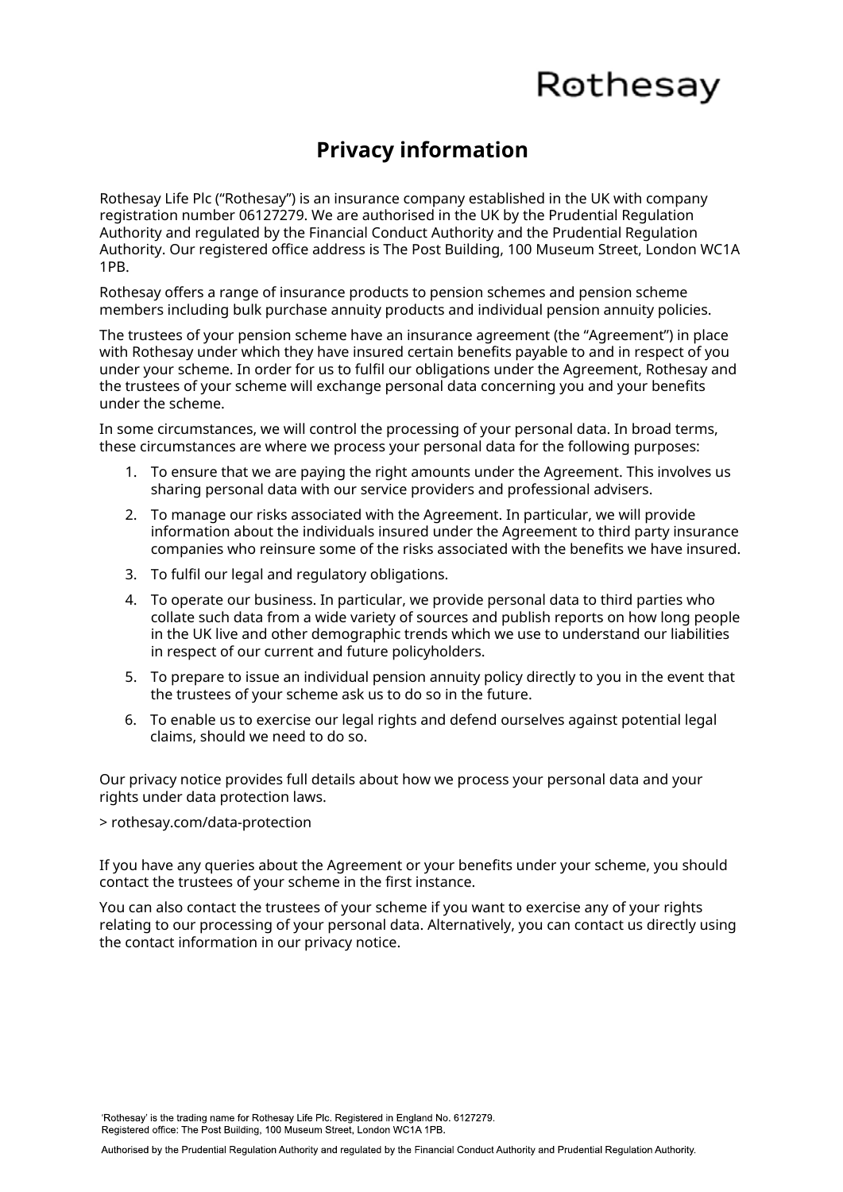Rothesay

# Privacy information

Rothesay Life Plc ("Rothesay") is an insurance company established in the UK with company registration number 06127279. We are authorised in the UK by the Prudential Regulation Authority and regulated by the Financial Conduct Authority and the Prudential Regulation Authority. Our registered office address is The Post Building, 100 Museum Street, London WC1A 1PB.

Rothesay offers a range of insurance products to pension schemes and pension scheme members including bulk purchase annuity products and individual pension annuity policies.

The trustees of your pension scheme have an insurance agreement (the "Agreement") in place with Rothesay under which they have insured certain benefits payable to and in respect of you under your scheme. In order for us to fulfil our obligations under the Agreement, Rothesay and the trustees of your scheme will exchange personal data concerning you and your benefits under the scheme.

In some circumstances, we will control the processing of your personal data. In broad terms, these circumstances are where we process your personal data for the following purposes:

1. To ensure that we are paying the right amounts under the Agreement. This involves us sharing personal data with our service providers and professional advisers.
2. To manage our risks associated with the Agreement. In particular, we will provide information about the individuals insured under the Agreement to third party insurance companies who reinsure some of the risks associated with the benefits we have insured.
3. To fulfil our legal and regulatory obligations.
4. To operate our business. In particular, we provide personal data to third parties who collate such data from a wide variety of sources and publish reports on how long people in the UK live and other demographic trends which we use to understand our liabilities in respect of our current and future policyholders.
5. To prepare to issue an individual pension annuity policy directly to you in the event that the trustees of your scheme ask us to do so in the future.
6. To enable us to exercise our legal rights and defend ourselves against potential legal claims, should we need to do so.

Our privacy notice provides full details about how we process your personal data and your rights under data protection laws.

> rothesay.com/data-protection

If you have any queries about the Agreement or your benefits under your scheme, you should contact the trustees of your scheme in the first instance.

You can also contact the trustees of your scheme if you want to exercise any of your rights relating to our processing of your personal data. Alternatively, you can contact us directly using the contact information in our privacy notice.

'Rothesay' is the trading name for Rothesay Life Plc. Registered in England No. 6127279.
Registered office: The Post Building, 100 Museum Street, London WC1A 1PB.

Authorised by the Prudential Regulation Authority and regulated by the Financial Conduct Authority and Prudential Regulation Authority.